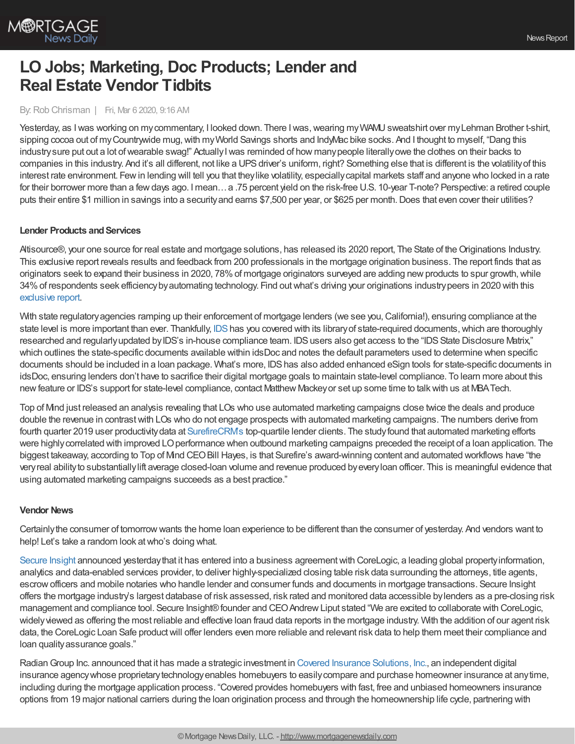# LO Jobs; Marketing, Doc Products; Lender and Real Estate Vendor Tidbits

By: Rob Chrisman | Fri, Mar 6 2020, 9:16 AM

Yesterday, as I was working on my commentary, I looked down. There I was, wearing my WAMU sweatshirt over my Lehman Brother t-shirt, sipping cocoa out of my Countrywide mug, with my World Savings shorts and IndyMac bike socks. And I thought to myself, "Dang this industry sure put out a lot of wearable swag!" Actually I was reminded of how many people literally owe the clothes on their backs to companies in this industry. And it's all different, not like a UPS driver's uniform, right? Something else that is different is the volatility of this interest rate environment. Few in lending will tell you that they like volatility, especially capital markets staff and anyone who locked in a rate for their borrower more than a few days ago. I mean… a .75 percent yield on the risk-free U.S. 10-year T-note? Perspective: a retired couple puts their entire $1 million in savings into a security and earns $7,500 per year, or $625 per month. Does that even cover their utilities?

**Lender Products and Services**

Altisource®, your one source for real estate and mortgage solutions, has released its 2020 report, The State of the Originations Industry. This exclusive report reveals results and feedback from 200 professionals in the mortgage origination business. The report finds that as originators seek to expand their business in 2020, 78% of mortgage originators surveyed are adding new products to spur growth, while 34% of respondents seek efficiency by automating technology. Find out what's driving your originations industry peers in 2020 with this exclusive report.

With state regulatory agencies ramping up their enforcement of mortgage lenders (we see you, California!), ensuring compliance at the state level is more important than ever. Thankfully, IDS has you covered with its library of state-required documents, which are thoroughly researched and regularly updated by IDS's in-house compliance team. IDS users also get access to the "IDS State Disclosure Matrix," which outlines the state-specific documents available within idsDoc and notes the default parameters used to determine when specific documents should be included in a loan package. What's more, IDS has also added enhanced eSign tools for state-specific documents in idsDoc, ensuring lenders don't have to sacrifice their digital mortgage goals to maintain state-level compliance. To learn more about this new feature or IDS's support for state-level compliance, contact Matthew Mackey or set up some time to talk with us at MBA Tech.

Top of Mind just released an analysis revealing that LOs who use automated marketing campaigns close twice the deals and produce double the revenue in contrast with LOs who do not engage prospects with automated marketing campaigns. The numbers derive from fourth quarter 2019 user productivity data at SurefireCRM's top-quartile lender clients. The study found that automated marketing efforts were highly correlated with improved LO performance when outbound marketing campaigns preceded the receipt of a loan application. The biggest takeaway, according to Top of Mind CEO Bill Hayes, is that Surefire's award-winning content and automated workflows have "the very real ability to substantially lift average closed-loan volume and revenue produced by every loan officer. This is meaningful evidence that using automated marketing campaigns succeeds as a best practice."

**Vendor News**

Certainly the consumer of tomorrow wants the home loan experience to be different than the consumer of yesterday. And vendors want to help! Let's take a random look at who's doing what.

Secure Insight announced yesterday that it has entered into a business agreement with CoreLogic, a leading global property information, analytics and data-enabled services provider, to deliver highly-specialized closing table risk data surrounding the attorneys, title agents, escrow officers and mobile notaries who handle lender and consumer funds and documents in mortgage transactions. Secure Insight offers the mortgage industry's largest database of risk assessed, risk rated and monitored data accessible by lenders as a pre-closing risk management and compliance tool. Secure Insight® founder and CEO Andrew Liput stated "We are excited to collaborate with CoreLogic, widely viewed as offering the most reliable and effective loan fraud data reports in the mortgage industry. With the addition of our agent risk data, the CoreLogic Loan Safe product will offer lenders even more reliable and relevant risk data to help them meet their compliance and loan quality assurance goals."

Radian Group Inc. announced that it has made a strategic investment in Covered Insurance Solutions, Inc., an independent digital insurance agency whose proprietary technology enables homebuyers to easily compare and purchase homeowner insurance at any time, including during the mortgage application process. "Covered provides homebuyers with fast, free and unbiased homeowners insurance options from 19 major national carriers during the loan origination process and through the homeownership life cycle, partnering with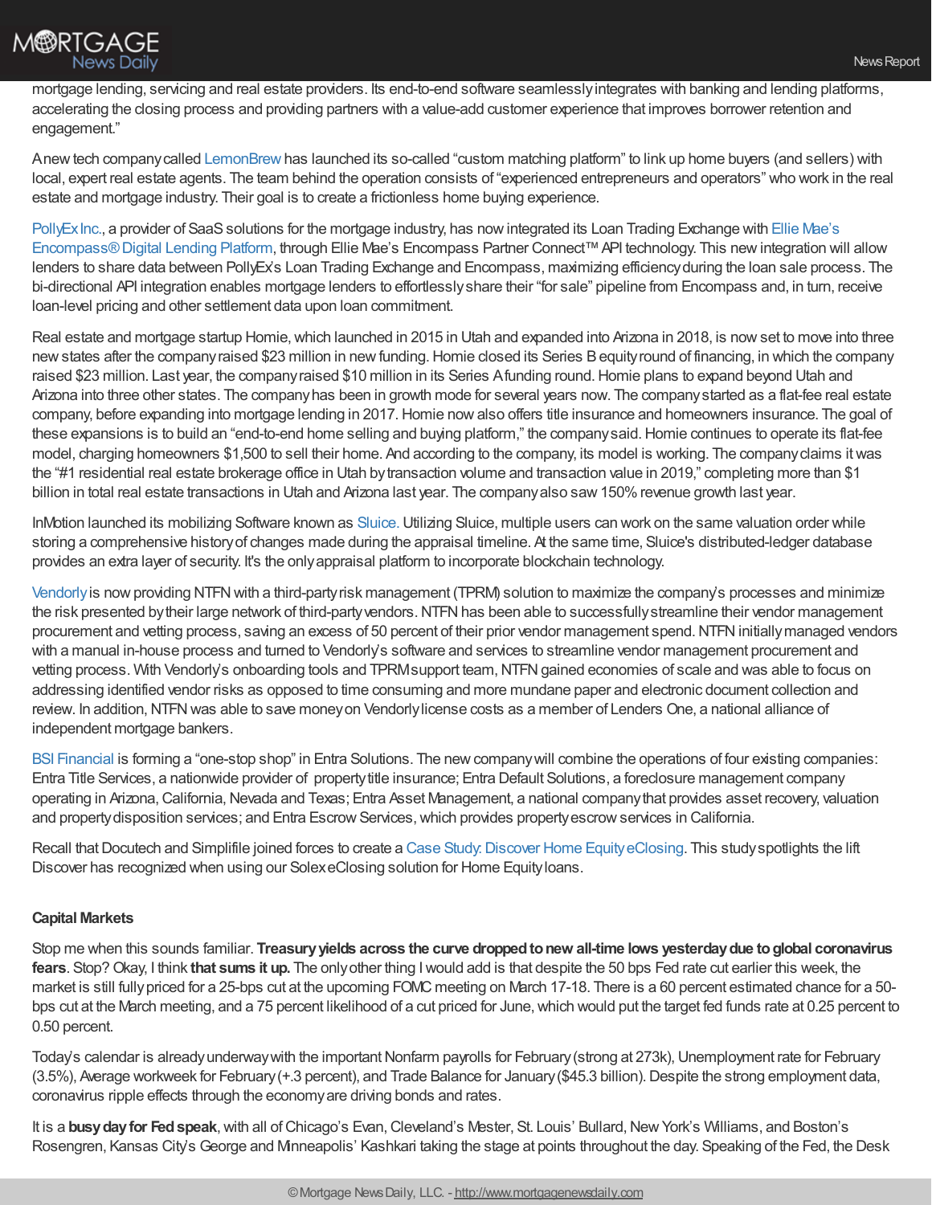mortgage lending, servicing and real estate providers. Its end-to-end software seamlessly integrates with banking and lending platforms, accelerating the closing process and providing partners with a value-add customer experience that improves borrower retention and engagement."

A new tech company called LemonBrew has launched its so-called "custom matching platform" to link up home buyers (and sellers) with local, expert real estate agents. The team behind the operation consists of "experienced entrepreneurs and operators" who work in the real estate and mortgage industry. Their goal is to create a frictionless home buying experience.

PollyEx Inc., a provider of SaaS solutions for the mortgage industry, has now integrated its Loan Trading Exchange with Ellie Mae's Encompass® Digital Lending Platform, through Ellie Mae's Encompass Partner Connect™ API technology. This new integration will allow lenders to share data between PollyEx's Loan Trading Exchange and Encompass, maximizing efficiency during the loan sale process. The bi-directional API integration enables mortgage lenders to effortlessly share their "for sale" pipeline from Encompass and, in turn, receive loan-level pricing and other settlement data upon loan commitment.

Real estate and mortgage startup Homie, which launched in 2015 in Utah and expanded into Arizona in 2018, is now set to move into three new states after the company raised $23 million in new funding. Homie closed its Series B equity round of financing, in which the company raised $23 million. Last year, the company raised $10 million in its Series A funding round. Homie plans to expand beyond Utah and Arizona into three other states. The company has been in growth mode for several years now. The company started as a flat-fee real estate company, before expanding into mortgage lending in 2017. Homie now also offers title insurance and homeowners insurance. The goal of these expansions is to build an "end-to-end home selling and buying platform," the company said. Homie continues to operate its flat-fee model, charging homeowners $1,500 to sell their home. And according to the company, its model is working. The company claims it was the "#1 residential real estate brokerage office in Utah by transaction volume and transaction value in 2019," completing more than $1 billion in total real estate transactions in Utah and Arizona last year. The company also saw 150% revenue growth last year.

InMotion launched its mobilizing Software known as Sluice. Utilizing Sluice, multiple users can work on the same valuation order while storing a comprehensive history of changes made during the appraisal timeline. At the same time, Sluice's distributed-ledger database provides an extra layer of security. It's the only appraisal platform to incorporate blockchain technology.

Vendorly is now providing NTFN with a third-party risk management (TPRM) solution to maximize the company's processes and minimize the risk presented by their large network of third-party vendors. NTFN has been able to successfully streamline their vendor management procurement and vetting process, saving an excess of 50 percent of their prior vendor management spend. NTFN initially managed vendors with a manual in-house process and turned to Vendorly's software and services to streamline vendor management procurement and vetting process. With Vendorly's onboarding tools and TPRM support team, NTFN gained economies of scale and was able to focus on addressing identified vendor risks as opposed to time consuming and more mundane paper and electronic document collection and review. In addition, NTFN was able to save money on Vendorly license costs as a member of Lenders One, a national alliance of independent mortgage bankers.

BSI Financial is forming a "one-stop shop" in Entra Solutions. The new company will combine the operations of four existing companies: Entra Title Services, a nationwide provider of property title insurance; Entra Default Solutions, a foreclosure management company operating in Arizona, California, Nevada and Texas; Entra Asset Management, a national company that provides asset recovery, valuation and property disposition services; and Entra Escrow Services, which provides property escrow services in California.

Recall that Docutech and Simplifile joined forces to create a Case Study: Discover Home Equity eClosing. This study spotlights the lift Discover has recognized when using our Solex eClosing solution for Home Equity loans.

### Capital Markets

Stop me when this sounds familiar. **Treasury yields across the curve dropped to new all-time lows yesterday due to global coronavirus fears**. Stop? Okay, I think **that sums it up.** The only other thing I would add is that despite the 50 bps Fed rate cut earlier this week, the market is still fully priced for a 25-bps cut at the upcoming FOMC meeting on March 17-18. There is a 60 percent estimated chance for a 50-bps cut at the March meeting, and a 75 percent likelihood of a cut priced for June, which would put the target fed funds rate at 0.25 percent to 0.50 percent.

Today's calendar is already underway with the important Nonfarm payrolls for February (strong at 273k), Unemployment rate for February (3.5%), Average workweek for February (+.3 percent), and Trade Balance for January ($45.3 billion). Despite the strong employment data, coronavirus ripple effects through the economy are driving bonds and rates.

It is a **busy day for Fed speak**, with all of Chicago's Evan, Cleveland's Mester, St. Louis' Bullard, New York's Williams, and Boston's Rosengren, Kansas City's George and Minneapolis' Kashkari taking the stage at points throughout the day. Speaking of the Fed, the Desk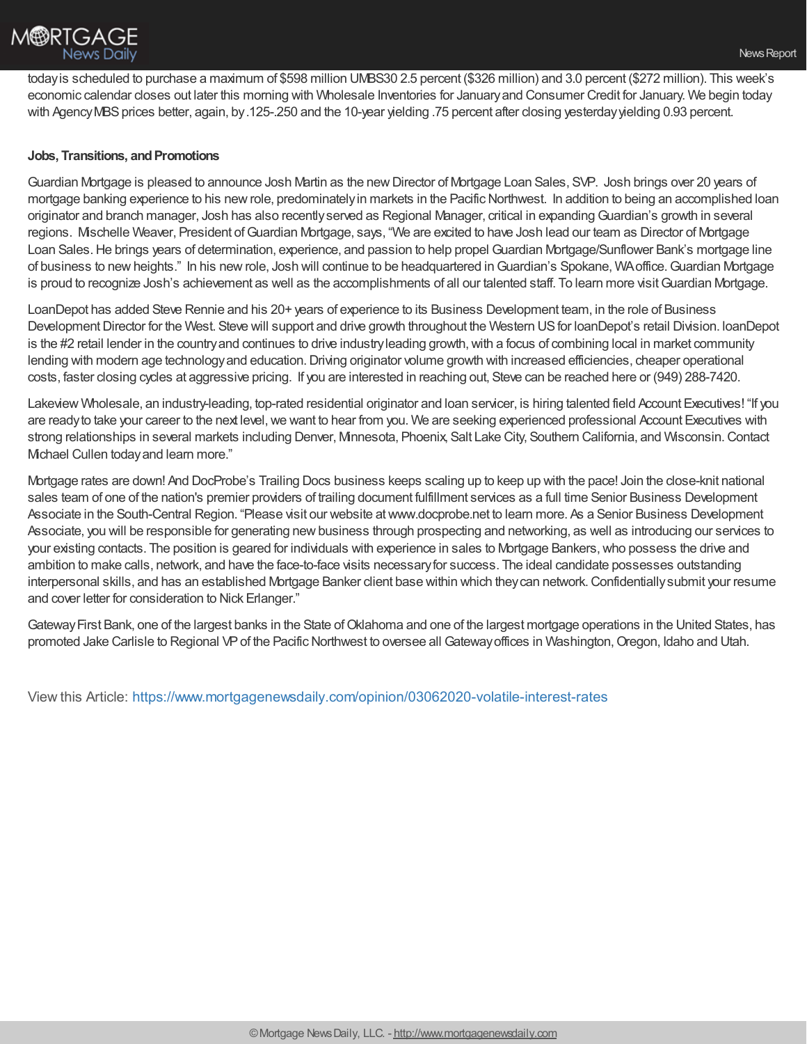today is scheduled to purchase a maximum of $598 million UMBS30 2.5 percent ($326 million) and 3.0 percent ($272 million). This week's economic calendar closes out later this morning with Wholesale Inventories for January and Consumer Credit for January. We begin today with Agency MBS prices better, again, by .125-.250 and the 10-year yielding .75 percent after closing yesterday yielding 0.93 percent.

**Jobs, Transitions, and Promotions**

Guardian Mortgage is pleased to announce Josh Martin as the new Director of Mortgage Loan Sales, SVP. Josh brings over 20 years of mortgage banking experience to his new role, predominately in markets in the Pacific Northwest. In addition to being an accomplished loan originator and branch manager, Josh has also recently served as Regional Manager, critical in expanding Guardian's growth in several regions. Mischelle Weaver, President of Guardian Mortgage, says, "We are excited to have Josh lead our team as Director of Mortgage Loan Sales. He brings years of determination, experience, and passion to help propel Guardian Mortgage/Sunflower Bank's mortgage line of business to new heights." In his new role, Josh will continue to be headquartered in Guardian's Spokane, WA office. Guardian Mortgage is proud to recognize Josh's achievement as well as the accomplishments of all our talented staff. To learn more visit Guardian Mortgage.

LoanDepot has added Steve Rennie and his 20+ years of experience to its Business Development team, in the role of Business Development Director for the West. Steve will support and drive growth throughout the Western US for loanDepot's retail Division. loanDepot is the #2 retail lender in the country and continues to drive industry leading growth, with a focus of combining local in market community lending with modern age technology and education. Driving originator volume growth with increased efficiencies, cheaper operational costs, faster closing cycles at aggressive pricing. If you are interested in reaching out, Steve can be reached here or (949) 288-7420.

Lakeview Wholesale, an industry-leading, top-rated residential originator and loan servicer, is hiring talented field Account Executives! "If you are ready to take your career to the next level, we want to hear from you. We are seeking experienced professional Account Executives with strong relationships in several markets including Denver, Minnesota, Phoenix, Salt Lake City, Southern California, and Wisconsin. Contact Michael Cullen today and learn more."

Mortgage rates are down! And DocProbe's Trailing Docs business keeps scaling up to keep up with the pace! Join the close-knit national sales team of one of the nation's premier providers of trailing document fulfillment services as a full time Senior Business Development Associate in the South-Central Region. "Please visit our website at www.docprobe.net to learn more. As a Senior Business Development Associate, you will be responsible for generating new business through prospecting and networking, as well as introducing our services to your existing contacts. The position is geared for individuals with experience in sales to Mortgage Bankers, who possess the drive and ambition to make calls, network, and have the face-to-face visits necessary for success. The ideal candidate possesses outstanding interpersonal skills, and has an established Mortgage Banker client base within which they can network. Confidentially submit your resume and cover letter for consideration to Nick Erlanger."

Gateway First Bank, one of the largest banks in the State of Oklahoma and one of the largest mortgage operations in the United States, has promoted Jake Carlisle to Regional VP of the Pacific Northwest to oversee all Gateway offices in Washington, Oregon, Idaho and Utah.

View this Article: https://www.mortgagenewsdaily.com/opinion/03062020-volatile-interest-rates